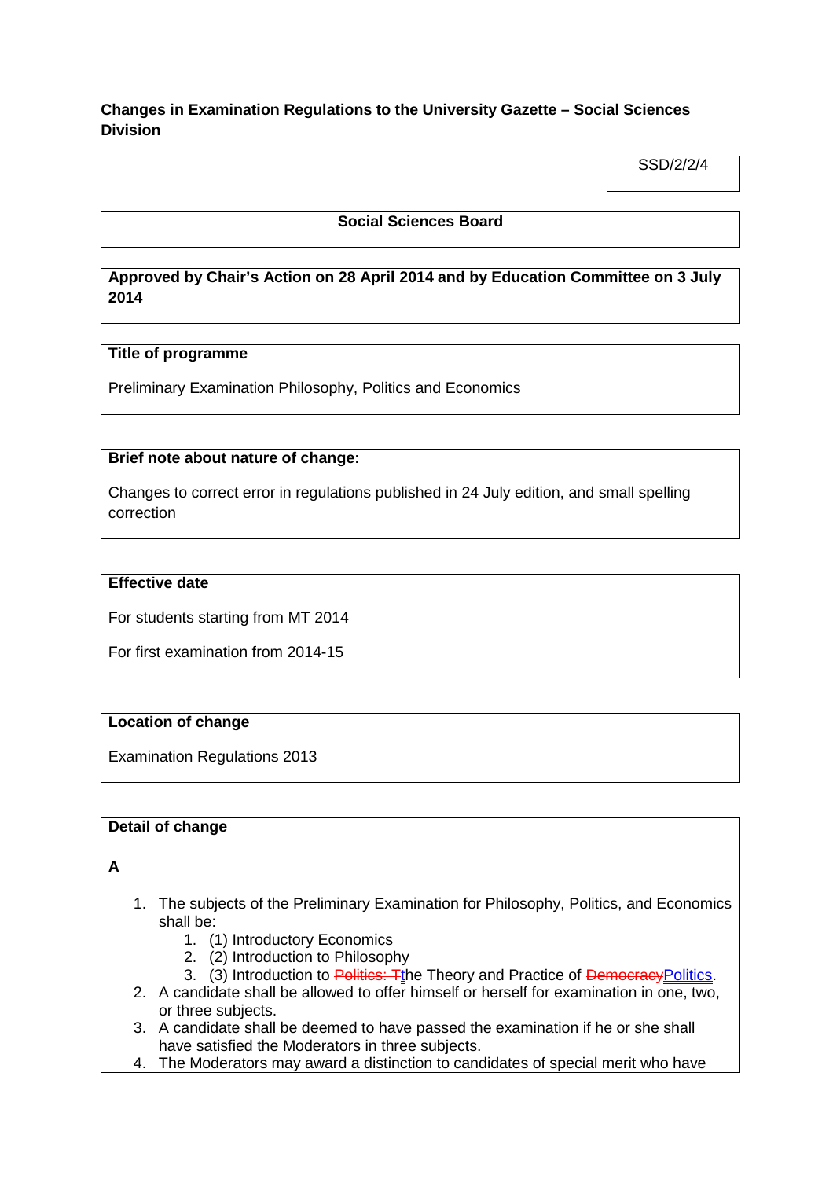**Changes in Examination Regulations to the University Gazette – Social Sciences Division**

SSD/2/2/4

**Social Sciences Board**

**Approved by Chair's Action on 28 April 2014 and by Education Committee on 3 July 2014**

**Title of programme**

Preliminary Examination Philosophy, Politics and Economics

**Brief note about nature of change:**

Changes to correct error in regulations published in 24 July edition, and small spelling correction

**Effective date**

For students starting from MT 2014

For first examination from 2014-15

**Location of change**

Examination Regulations 2013

**Detail of change**

**A**

1. The subjects of the Preliminary Examination for Philosophy, Politics, and Economics shall be:
    1. (1) Introductory Economics
    2. (2) Introduction to Philosophy
    3. (3) Introduction to ~~Politics: T~~the Theory and Practice of ~~Democracy~~Politics.
2. A candidate shall be allowed to offer himself or herself for examination in one, two, or three subjects.
3. A candidate shall be deemed to have passed the examination if he or she shall have satisfied the Moderators in three subjects.
4. The Moderators may award a distinction to candidates of special merit who have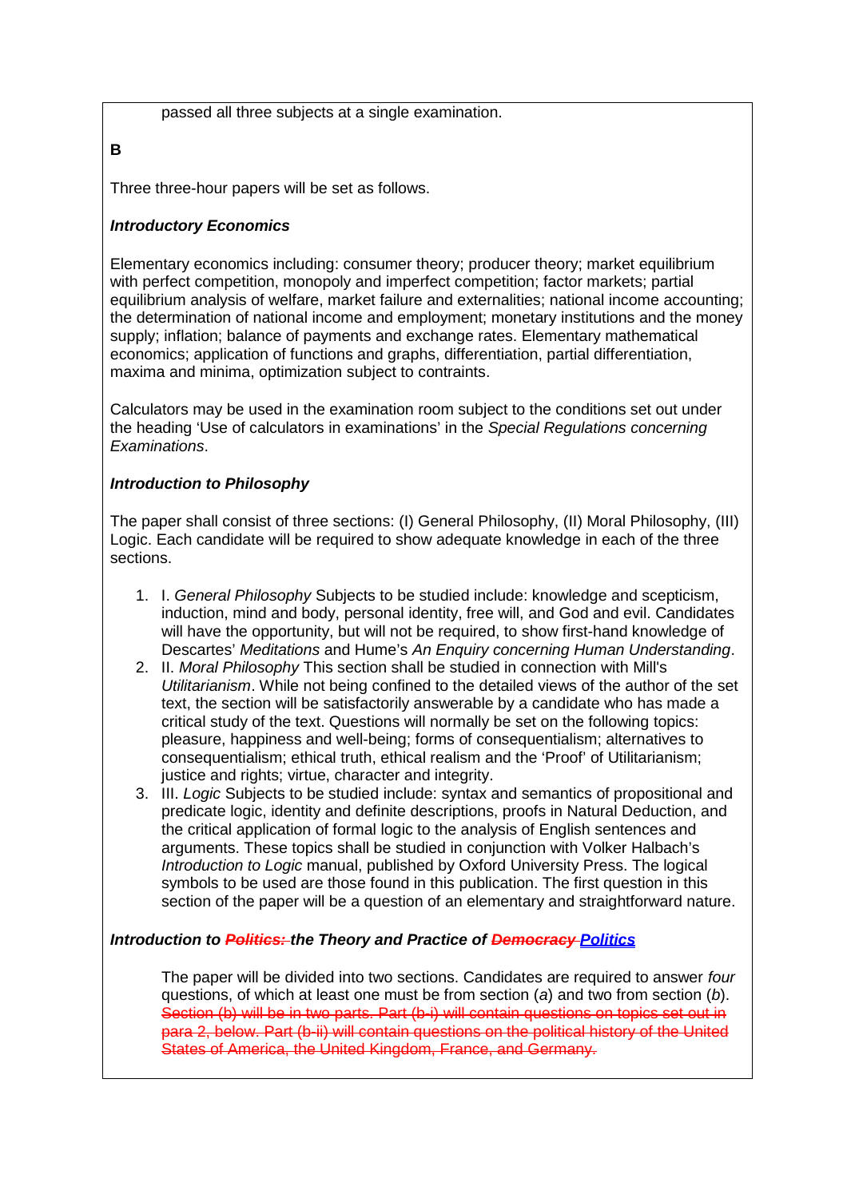passed all three subjects at a single examination.

**B**

Three three-hour papers will be set as follows.

***Introductory Economics***

Elementary economics including: consumer theory; producer theory; market equilibrium with perfect competition, monopoly and imperfect competition; factor markets; partial equilibrium analysis of welfare, market failure and externalities; national income accounting; the determination of national income and employment; monetary institutions and the money supply; inflation; balance of payments and exchange rates. Elementary mathematical economics; application of functions and graphs, differentiation, partial differentiation, maxima and minima, optimization subject to contraints.

Calculators may be used in the examination room subject to the conditions set out under the heading 'Use of calculators in examinations' in the *Special Regulations concerning Examinations*.

***Introduction to Philosophy***

The paper shall consist of three sections: (I) General Philosophy, (II) Moral Philosophy, (III) Logic. Each candidate will be required to show adequate knowledge in each of the three sections.

1. I. *General Philosophy* Subjects to be studied include: knowledge and scepticism, induction, mind and body, personal identity, free will, and God and evil. Candidates will have the opportunity, but will not be required, to show first-hand knowledge of Descartes' *Meditations* and Hume's *An Enquiry concerning Human Understanding*.
2. II. *Moral Philosophy* This section shall be studied in connection with Mill's *Utilitarianism*. While not being confined to the detailed views of the author of the set text, the section will be satisfactorily answerable by a candidate who has made a critical study of the text. Questions will normally be set on the following topics: pleasure, happiness and well-being; forms of consequentialism; alternatives to consequentialism; ethical truth, ethical realism and the 'Proof' of Utilitarianism; justice and rights; virtue, character and integrity.
3. III. *Logic* Subjects to be studied include: syntax and semantics of propositional and predicate logic, identity and definite descriptions, proofs in Natural Deduction, and the critical application of formal logic to the analysis of English sentences and arguments. These topics shall be studied in conjunction with Volker Halbach's *Introduction to Logic* manual, published by Oxford University Press. The logical symbols to be used are those found in this publication. The first question in this section of the paper will be a question of an elementary and straightforward nature.

***Introduction to ~~Politics:~~ the Theory and Practice of ~~Democracy~~ Politics***

The paper will be divided into two sections. Candidates are required to answer *four* questions, of which at least one must be from section (*a*) and two from section (*b*). ~~Section (b) will be in two parts. Part (b-i) will contain questions on topics set out in para 2, below. Part (b-ii) will contain questions on the political history of the United States of America, the United Kingdom, France, and Germany.~~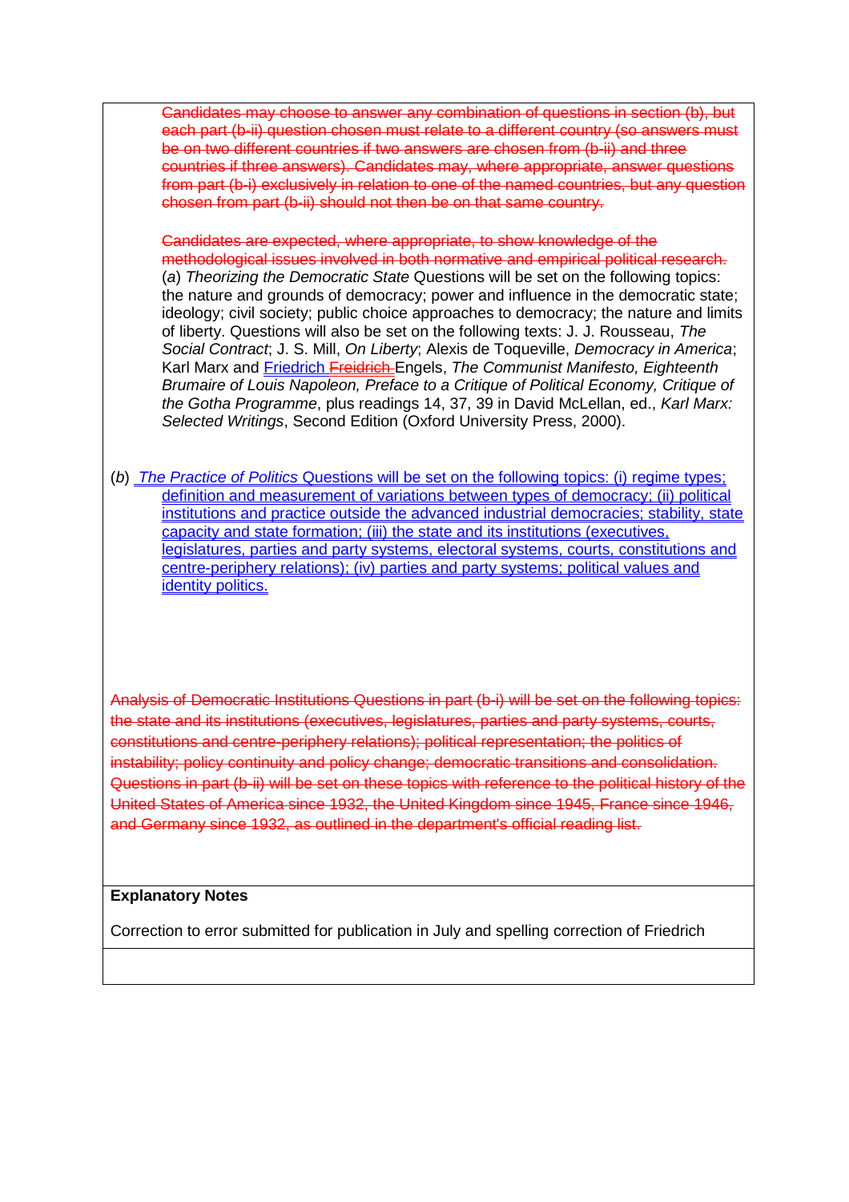~~Candidates may choose to answer any combination of questions in section (b), but each part (b-ii) question chosen must relate to a different country (so answers must be on two different countries if two answers are chosen from (b-ii) and three countries if three answers). Candidates may, where appropriate, answer questions from part (b-i) exclusively in relation to one of the named countries, but any question chosen from part (b-ii) should not then be on that same country.~~

~~Candidates are expected, where appropriate, to show knowledge of the methodological issues involved in both normative and empirical political research.~~

(*a*) *Theorizing the Democratic State* Questions will be set on the following topics: the nature and grounds of democracy; power and influence in the democratic state; ideology; civil society; public choice approaches to democracy; the nature and limits of liberty. Questions will also be set on the following texts: J. J. Rousseau, *The Social Contract*; J. S. Mill, *On Liberty*; Alexis de Toqueville, *Democracy in America*; Karl Marx and Friedrich ~~Freidrich~~ Engels, *The Communist Manifesto, Eighteenth Brumaire of Louis Napoleon, Preface to a Critique of Political Economy, Critique of the Gotha Programme*, plus readings 14, 37, 39 in David McLellan, ed., *Karl Marx: Selected Writings*, Second Edition (Oxford University Press, 2000).

(*b*) *The Practice of Politics* Questions will be set on the following topics: (i) regime types; definition and measurement of variations between types of democracy; (ii) political institutions and practice outside the advanced industrial democracies; stability, state capacity and state formation; (iii) the state and its institutions (executives, legislatures, parties and party systems, electoral systems, courts, constitutions and centre-periphery relations); (iv) parties and party systems; political values and identity politics.

~~Analysis of Democratic Institutions Questions in part (b-i) will be set on the following topics: the state and its institutions (executives, legislatures, parties and party systems, courts, constitutions and centre-periphery relations); political representation; the politics of instability; policy continuity and policy change; democratic transitions and consolidation. Questions in part (b-ii) will be set on these topics with reference to the political history of the United States of America since 1932, the United Kingdom since 1945, France since 1946, and Germany since 1932, as outlined in the department's official reading list.~~

**Explanatory Notes**

Correction to error submitted for publication in July and spelling correction of Friedrich